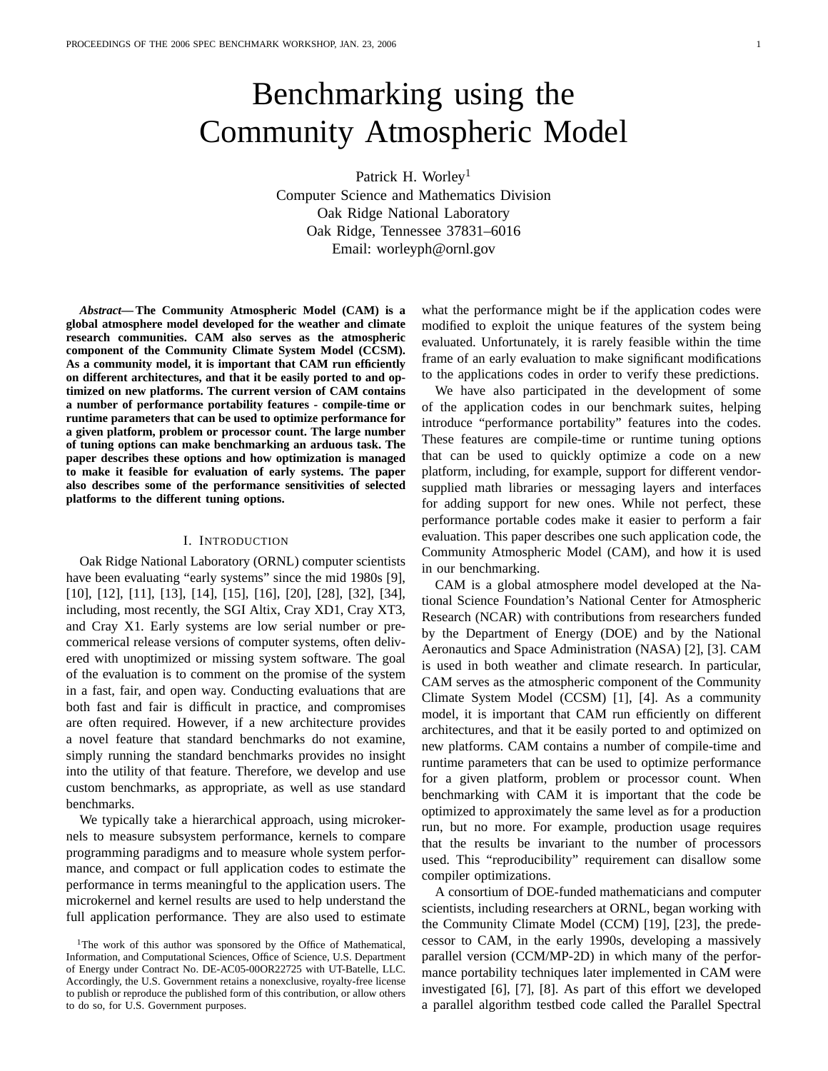# Benchmarking using the Community Atmospheric Model

Patrick H. Worley[1]
Computer Science and Mathematics Division
Oak Ridge National Laboratory
Oak Ridge, Tennessee 37831–6016
Email: worleyph@ornl.gov

***Abstract*— The Community Atmospheric Model (CAM) is a global atmosphere model developed for the weather and climate research communities. CAM also serves as the atmospheric component of the Community Climate System Model (CCSM). As a community model, it is important that CAM run efficiently on different architectures, and that it be easily ported to and optimized on new platforms. The current version of CAM contains a number of performance portability features - compile-time or runtime parameters that can be used to optimize performance for a given platform, problem or processor count. The large number of tuning options can make benchmarking an arduous task. The paper describes these options and how optimization is managed to make it feasible for evaluation of early systems. The paper also describes some of the performance sensitivities of selected platforms to the different tuning options.**

## I. Introduction

Oak Ridge National Laboratory (ORNL) computer scientists have been evaluating "early systems" since the mid 1980s [9], [10], [12], [11], [13], [14], [15], [16], [20], [28], [32], [34], including, most recently, the SGI Altix, Cray XD1, Cray XT3, and Cray X1. Early systems are low serial number or pre-commerical release versions of computer systems, often delivered with unoptimized or missing system software. The goal of the evaluation is to comment on the promise of the system in a fast, fair, and open way. Conducting evaluations that are both fast and fair is difficult in practice, and compromises are often required. However, if a new architecture provides a novel feature that standard benchmarks do not examine, simply running the standard benchmarks provides no insight into the utility of that feature. Therefore, we develop and use custom benchmarks, as appropriate, as well as use standard benchmarks.

We typically take a hierarchical approach, using microkernels to measure subsystem performance, kernels to compare programming paradigms and to measure whole system performance, and compact or full application codes to estimate the performance in terms meaningful to the application users. The microkernel and kernel results are used to help understand the full application performance. They are also used to estimate what the performance might be if the application codes were modified to exploit the unique features of the system being evaluated. Unfortunately, it is rarely feasible within the time frame of an early evaluation to make significant modifications to the applications codes in order to verify these predictions.

We have also participated in the development of some of the application codes in our benchmark suites, helping introduce "performance portability" features into the codes. These features are compile-time or runtime tuning options that can be used to quickly optimize a code on a new platform, including, for example, support for different vendor-supplied math libraries or messaging layers and interfaces for adding support for new ones. While not perfect, these performance portable codes make it easier to perform a fair evaluation. This paper describes one such application code, the Community Atmospheric Model (CAM), and how it is used in our benchmarking.

CAM is a global atmosphere model developed at the National Science Foundation's National Center for Atmospheric Research (NCAR) with contributions from researchers funded by the Department of Energy (DOE) and by the National Aeronautics and Space Administration (NASA) [2], [3]. CAM is used in both weather and climate research. In particular, CAM serves as the atmospheric component of the Community Climate System Model (CCSM) [1], [4]. As a community model, it is important that CAM run efficiently on different architectures, and that it be easily ported to and optimized on new platforms. CAM contains a number of compile-time and runtime parameters that can be used to optimize performance for a given platform, problem or processor count. When benchmarking with CAM it is important that the code be optimized to approximately the same level as for a production run, but no more. For example, production usage requires that the results be invariant to the number of processors used. This "reproducibility" requirement can disallow some compiler optimizations.

A consortium of DOE-funded mathematicians and computer scientists, including researchers at ORNL, began working with the Community Climate Model (CCM) [19], [23], the predecessor to CAM, in the early 1990s, developing a massively parallel version (CCM/MP-2D) in which many of the performance portability techniques later implemented in CAM were investigated [6], [7], [8]. As part of this effort we developed a parallel algorithm testbed code called the Parallel Spectral

[1]The work of this author was sponsored by the Office of Mathematical, Information, and Computational Sciences, Office of Science, U.S. Department of Energy under Contract No. DE-AC05-00OR22725 with UT-Batelle, LLC. Accordingly, the U.S. Government retains a nonexclusive, royalty-free license to publish or reproduce the published form of this contribution, or allow others to do so, for U.S. Government purposes.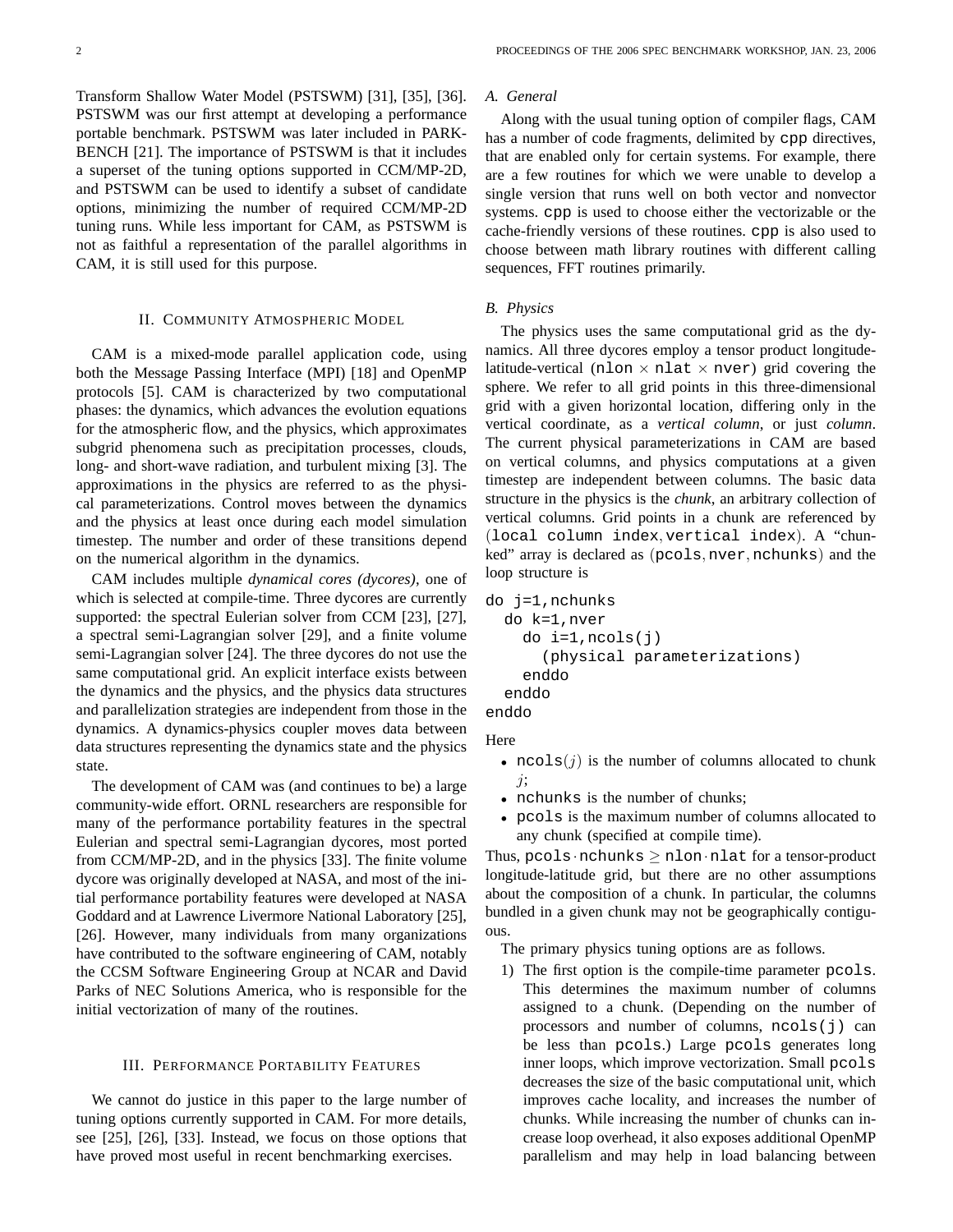Transform Shallow Water Model (PSTSWM) [31], [35], [36]. PSTSWM was our first attempt at developing a performance portable benchmark. PSTSWM was later included in PARKBENCH [21]. The importance of PSTSWM is that it includes a superset of the tuning options supported in CCM/MP-2D, and PSTSWM can be used to identify a subset of candidate options, minimizing the number of required CCM/MP-2D tuning runs. While less important for CAM, as PSTSWM is not as faithful a representation of the parallel algorithms in CAM, it is still used for this purpose.

## II. Community Atmospheric Model

CAM is a mixed-mode parallel application code, using both the Message Passing Interface (MPI) [18] and OpenMP protocols [5]. CAM is characterized by two computational phases: the dynamics, which advances the evolution equations for the atmospheric flow, and the physics, which approximates subgrid phenomena such as precipitation processes, clouds, long- and short-wave radiation, and turbulent mixing [3]. The approximations in the physics are referred to as the physical parameterizations. Control moves between the dynamics and the physics at least once during each model simulation timestep. The number and order of these transitions depend on the numerical algorithm in the dynamics.

CAM includes multiple *dynamical cores (dycores)*, one of which is selected at compile-time. Three dycores are currently supported: the spectral Eulerian solver from CCM [23], [27], a spectral semi-Lagrangian solver [29], and a finite volume semi-Lagrangian solver [24]. The three dycores do not use the same computational grid. An explicit interface exists between the dynamics and the physics, and the physics data structures and parallelization strategies are independent from those in the dynamics. A dynamics-physics coupler moves data between data structures representing the dynamics state and the physics state.

The development of CAM was (and continues to be) a large community-wide effort. ORNL researchers are responsible for many of the performance portability features in the spectral Eulerian and spectral semi-Lagrangian dycores, most ported from CCM/MP-2D, and in the physics [33]. The finite volume dycore was originally developed at NASA, and most of the initial performance portability features were developed at NASA Goddard and at Lawrence Livermore National Laboratory [25], [26]. However, many individuals from many organizations have contributed to the software engineering of CAM, notably the CCSM Software Engineering Group at NCAR and David Parks of NEC Solutions America, who is responsible for the initial vectorization of many of the routines.

## III. Performance Portability Features

We cannot do justice in this paper to the large number of tuning options currently supported in CAM. For more details, see [25], [26], [33]. Instead, we focus on those options that have proved most useful in recent benchmarking exercises.

### A. General

Along with the usual tuning option of compiler flags, CAM has a number of code fragments, delimited by `cpp` directives, that are enabled only for certain systems. For example, there are a few routines for which we were unable to develop a single version that runs well on both vector and nonvector systems. `cpp` is used to choose either the vectorizable or the cache-friendly versions of these routines. `cpp` is also used to choose between math library routines with different calling sequences, FFT routines primarily.

### B. Physics

The physics uses the same computational grid as the dynamics. All three dycores employ a tensor product longitude-latitude-vertical ($\texttt{nlon} \times \texttt{nlat} \times \texttt{nver}$) grid covering the sphere. We refer to all grid points in this three-dimensional grid with a given horizontal location, differing only in the vertical coordinate, as a *vertical column*, or just *column*. The current physical parameterizations in CAM are based on vertical columns, and physics computations at a given timestep are independent between columns. The basic data structure in the physics is the *chunk*, an arbitrary collection of vertical columns. Grid points in a chunk are referenced by ($\texttt{local column index}, \texttt{vertical index}$). A "chunked" array is declared as ($\texttt{pcols}, \texttt{nver}, \texttt{nchunks}$) and the loop structure is

```
do j=1,nchunks
  do k=1,nver
    do i=1,ncols(j)
      (physical parameterizations)
    enddo
  enddo
enddo
```

Here

- $\texttt{ncols}(j)$ is the number of columns allocated to chunk $j$;
- `nchunks` is the number of chunks;
- `pcols` is the maximum number of columns allocated to any chunk (specified at compile time).

Thus, $\texttt{pcols} \cdot \texttt{nchunks} \geq \texttt{nlon} \cdot \texttt{nlat}$ for a tensor-product longitude-latitude grid, but there are no other assumptions about the composition of a chunk. In particular, the columns bundled in a given chunk may not be geographically contiguous.

The primary physics tuning options are as follows.

1) The first option is the compile-time parameter `pcols`. This determines the maximum number of columns assigned to a chunk. (Depending on the number of processors and number of columns, `ncols(j)` can be less than `pcols`.) Large `pcols` generates long inner loops, which improve vectorization. Small `pcols` decreases the size of the basic computational unit, which improves cache locality, and increases the number of chunks. While increasing the number of chunks can increase loop overhead, it also exposes additional OpenMP parallelism and may help in load balancing between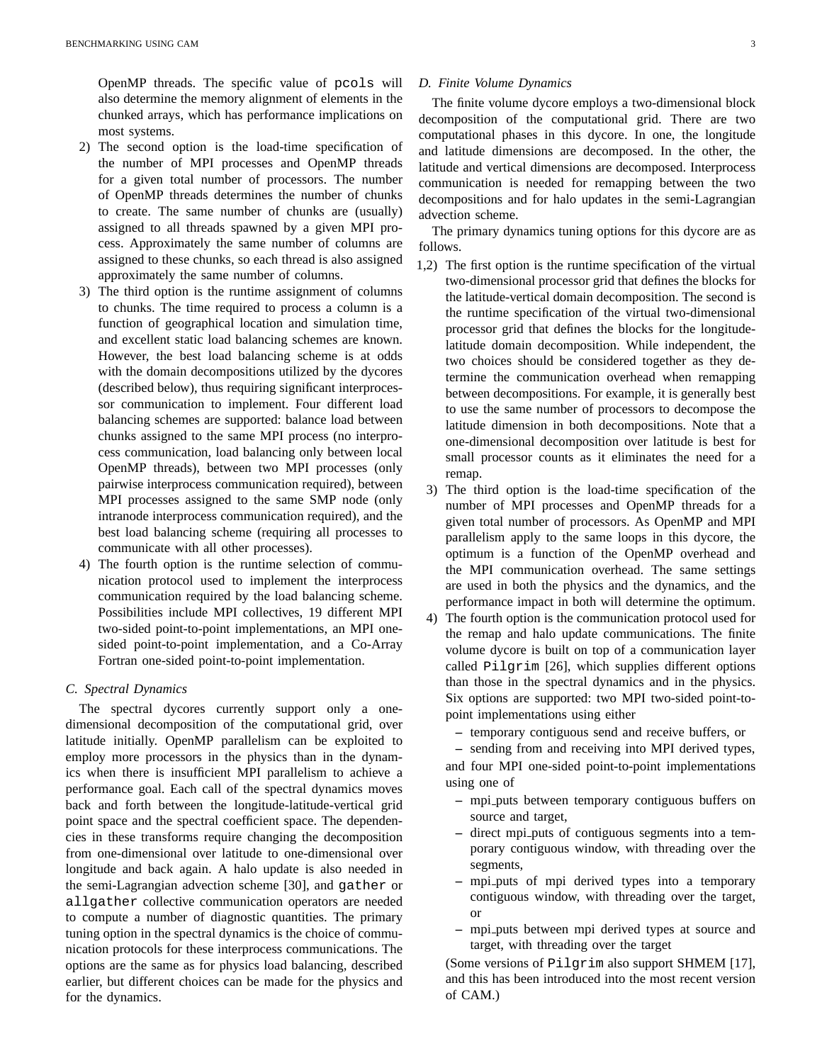OpenMP threads. The specific value of `pcols` will also determine the memory alignment of elements in the chunked arrays, which has performance implications on most systems.

2) The second option is the load-time specification of the number of MPI processes and OpenMP threads for a given total number of processors. The number of OpenMP threads determines the number of chunks to create. The same number of chunks are (usually) assigned to all threads spawned by a given MPI process. Approximately the same number of columns are assigned to these chunks, so each thread is also assigned approximately the same number of columns.
3) The third option is the runtime assignment of columns to chunks. The time required to process a column is a function of geographical location and simulation time, and excellent static load balancing schemes are known. However, the best load balancing scheme is at odds with the domain decompositions utilized by the dycores (described below), thus requiring significant interprocessor communication to implement. Four different load balancing schemes are supported: balance load between chunks assigned to the same MPI process (no interprocess communication, load balancing only between local OpenMP threads), between two MPI processes (only pairwise interprocess communication required), between MPI processes assigned to the same SMP node (only intranode interprocess communication required), and the best load balancing scheme (requiring all processes to communicate with all other processes).
4) The fourth option is the runtime selection of communication protocol used to implement the interprocess communication required by the load balancing scheme. Possibilities include MPI collectives, 19 different MPI two-sided point-to-point implementations, an MPI one-sided point-to-point implementation, and a Co-Array Fortran one-sided point-to-point implementation.

### C. Spectral Dynamics

The spectral dycores currently support only a one-dimensional decomposition of the computational grid, over latitude initially. OpenMP parallelism can be exploited to employ more processors in the physics than in the dynamics when there is insufficient MPI parallelism to achieve a performance goal. Each call of the spectral dynamics moves back and forth between the longitude-latitude-vertical grid point space and the spectral coefficient space. The dependencies in these transforms require changing the decomposition from one-dimensional over latitude to one-dimensional over longitude and back again. A halo update is also needed in the semi-Lagrangian advection scheme [30], and `gather` or `allgather` collective communication operators are needed to compute a number of diagnostic quantities. The primary tuning option in the spectral dynamics is the choice of communication protocols for these interprocess communications. The options are the same as for physics load balancing, described earlier, but different choices can be made for the physics and for the dynamics.

### D. Finite Volume Dynamics

The finite volume dycore employs a two-dimensional block decomposition of the computational grid. There are two computational phases in this dycore. In one, the longitude and latitude dimensions are decomposed. In the other, the latitude and vertical dimensions are decomposed. Interprocess communication is needed for remapping between the two decompositions and for halo updates in the semi-Lagrangian advection scheme.

The primary dynamics tuning options for this dycore are as follows.

1,2) The first option is the runtime specification of the virtual two-dimensional processor grid that defines the blocks for the latitude-vertical domain decomposition. The second is the runtime specification of the virtual two-dimensional processor grid that defines the blocks for the longitude-latitude domain decomposition. While independent, the two choices should be considered together as they determine the communication overhead when remapping between decompositions. For example, it is generally best to use the same number of processors to decompose the latitude dimension in both decompositions. Note that a one-dimensional decomposition over latitude is best for small processor counts as it eliminates the need for a remap.

3) The third option is the load-time specification of the number of MPI processes and OpenMP threads for a given total number of processors. As OpenMP and MPI parallelism apply to the same loops in this dycore, the optimum is a function of the OpenMP overhead and the MPI communication overhead. The same settings are used in both the physics and the dynamics, and the performance impact in both will determine the optimum.
4) The fourth option is the communication protocol used for the remap and halo update communications. The finite volume dycore is built on top of a communication layer called `Pilgrim` [26], which supplies different options than those in the spectral dynamics and in the physics. Six options are supported: two MPI two-sided point-to-point implementations using either
   - temporary contiguous send and receive buffers, or
   - sending from and receiving into MPI derived types,

   and four MPI one-sided point-to-point implementations using one of
   - mpi_puts between temporary contiguous buffers on source and target,
   - direct mpi_puts of contiguous segments into a temporary contiguous window, with threading over the segments,
   - mpi_puts of mpi derived types into a temporary contiguous window, with threading over the target, or
   - mpi_puts between mpi derived types at source and target, with threading over the target

   (Some versions of `Pilgrim` also support SHMEM [17], and this has been introduced into the most recent version of CAM.)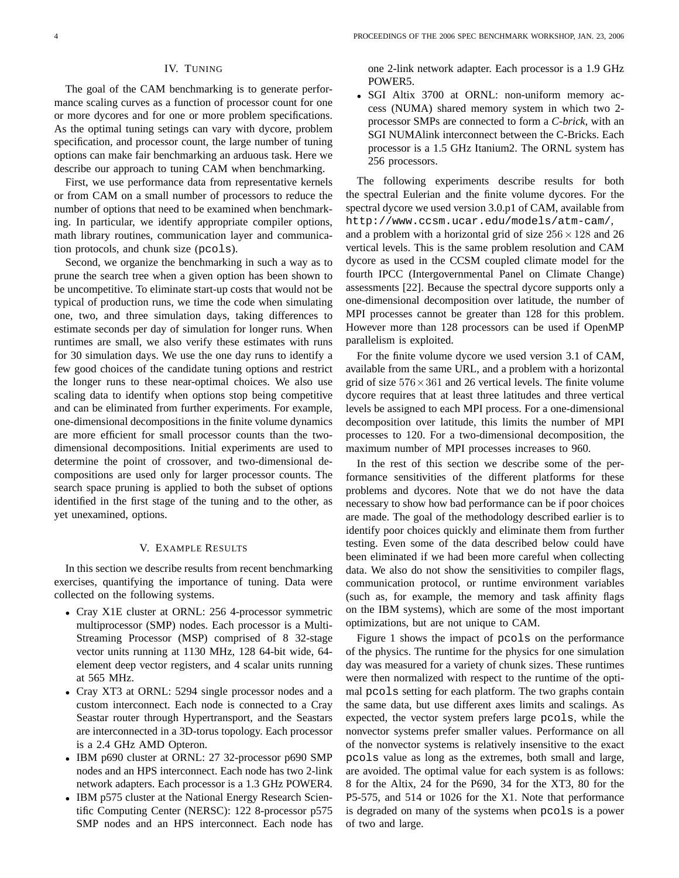## IV. Tuning

The goal of the CAM benchmarking is to generate performance scaling curves as a function of processor count for one or more dycores and for one or more problem specifications. As the optimal tuning setings can vary with dycore, problem specification, and processor count, the large number of tuning options can make fair benchmarking an arduous task. Here we describe our approach to tuning CAM when benchmarking.

First, we use performance data from representative kernels or from CAM on a small number of processors to reduce the number of options that need to be examined when benchmarking. In particular, we identify appropriate compiler options, math library routines, communication layer and communication protocols, and chunk size (`pcols`).

Second, we organize the benchmarking in such a way as to prune the search tree when a given option has been shown to be uncompetitive. To eliminate start-up costs that would not be typical of production runs, we time the code when simulating one, two, and three simulation days, taking differences to estimate seconds per day of simulation for longer runs. When runtimes are small, we also verify these estimates with runs for 30 simulation days. We use the one day runs to identify a few good choices of the candidate tuning options and restrict the longer runs to these near-optimal choices. We also use scaling data to identify when options stop being competitive and can be eliminated from further experiments. For example, one-dimensional decompositions in the finite volume dynamics are more efficient for small processor counts than the two-dimensional decompositions. Initial experiments are used to determine the point of crossover, and two-dimensional decompositions are used only for larger processor counts. The search space pruning is applied to both the subset of options identified in the first stage of the tuning and to the other, as yet unexamined, options.

## V. Example Results

In this section we describe results from recent benchmarking exercises, quantifying the importance of tuning. Data were collected on the following systems.

- Cray X1E cluster at ORNL: 256 4-processor symmetric multiprocessor (SMP) nodes. Each processor is a Multi-Streaming Processor (MSP) comprised of 8 32-stage vector units running at 1130 MHz, 128 64-bit wide, 64-element deep vector registers, and 4 scalar units running at 565 MHz.
- Cray XT3 at ORNL: 5294 single processor nodes and a custom interconnect. Each node is connected to a Cray Seastar router through Hypertransport, and the Seastars are interconnected in a 3D-torus topology. Each processor is a 2.4 GHz AMD Opteron.
- IBM p690 cluster at ORNL: 27 32-processor p690 SMP nodes and an HPS interconnect. Each node has two 2-link network adapters. Each processor is a 1.3 GHz POWER4.
- IBM p575 cluster at the National Energy Research Scientific Computing Center (NERSC): 122 8-processor p575 SMP nodes and an HPS interconnect. Each node has one 2-link network adapter. Each processor is a 1.9 GHz POWER5.
- SGI Altix 3700 at ORNL: non-uniform memory access (NUMA) shared memory system in which two 2-processor SMPs are connected to form a *C-brick*, with an SGI NUMAlink interconnect between the C-Bricks. Each processor is a 1.5 GHz Itanium2. The ORNL system has 256 processors.

The following experiments describe results for both the spectral Eulerian and the finite volume dycores. For the spectral dycore we used version 3.0.p1 of CAM, available from `http://www.ccsm.ucar.edu/models/atm-cam/`, and a problem with a horizontal grid of size $256 \times 128$ and 26 vertical levels. This is the same problem resolution and CAM dycore as used in the CCSM coupled climate model for the fourth IPCC (Intergovernmental Panel on Climate Change) assessments [22]. Because the spectral dycore supports only a one-dimensional decomposition over latitude, the number of MPI processes cannot be greater than 128 for this problem. However more than 128 processors can be used if OpenMP parallelism is exploited.

For the finite volume dycore we used version 3.1 of CAM, available from the same URL, and a problem with a horizontal grid of size $576 \times 361$ and 26 vertical levels. The finite volume dycore requires that at least three latitudes and three vertical levels be assigned to each MPI process. For a one-dimensional decomposition over latitude, this limits the number of MPI processes to 120. For a two-dimensional decomposition, the maximum number of MPI processes increases to 960.

In the rest of this section we describe some of the performance sensitivities of the different platforms for these problems and dycores. Note that we do not have the data necessary to show how bad performance can be if poor choices are made. The goal of the methodology described earlier is to identify poor choices quickly and eliminate them from further testing. Even some of the data described below could have been eliminated if we had been more careful when collecting data. We also do not show the sensitivities to compiler flags, communication protocol, or runtime environment variables (such as, for example, the memory and task affinity flags on the IBM systems), which are some of the most important optimizations, but are not unique to CAM.

Figure 1 shows the impact of `pcols` on the performance of the physics. The runtime for the physics for one simulation day was measured for a variety of chunk sizes. These runtimes were then normalized with respect to the runtime of the optimal `pcols` setting for each platform. The two graphs contain the same data, but use different axes limits and scalings. As expected, the vector system prefers large `pcols`, while the nonvector systems prefer smaller values. Performance on all of the nonvector systems is relatively insensitive to the exact `pcols` value as long as the extremes, both small and large, are avoided. The optimal value for each system is as follows: 8 for the Altix, 24 for the P690, 34 for the XT3, 80 for the P5-575, and 514 or 1026 for the X1. Note that performance is degraded on many of the systems when `pcols` is a power of two and large.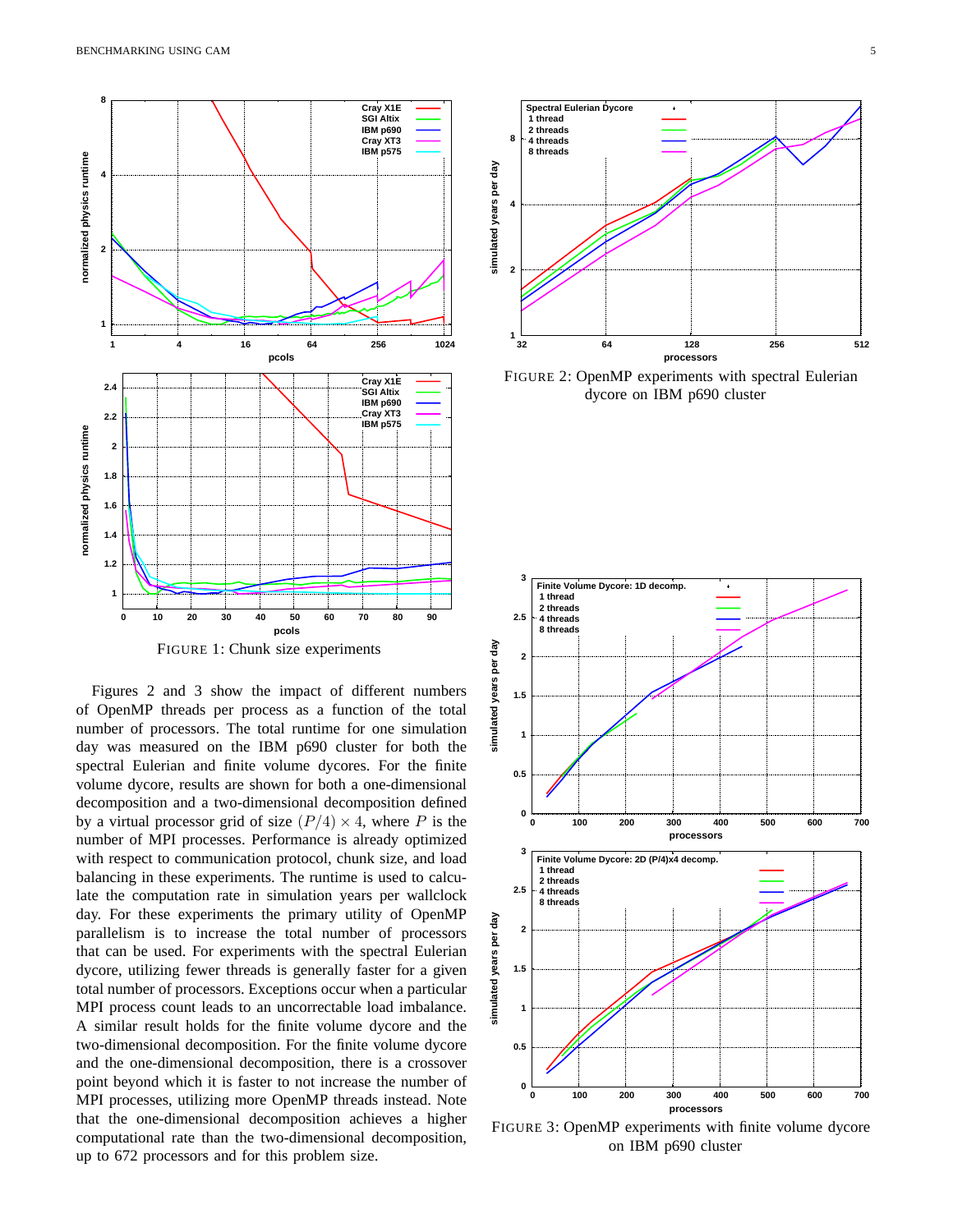FIGURE 1: Chunk size experiments

Figures 2 and 3 show the impact of different numbers of OpenMP threads per process as a function of the total number of processors. The total runtime for one simulation day was measured on the IBM p690 cluster for both the spectral Eulerian and finite volume dycores. For the finite volume dycore, results are shown for both a one-dimensional decomposition and a two-dimensional decomposition defined by a virtual processor grid of size $(P/4) \times 4$, where $P$ is the number of MPI processes. Performance is already optimized with respect to communication protocol, chunk size, and load balancing in these experiments. The runtime is used to calculate the computation rate in simulation years per wallclock day. For these experiments the primary utility of OpenMP parallelism is to increase the total number of processors that can be used. For experiments with the spectral Eulerian dycore, utilizing fewer threads is generally faster for a given total number of processors. Exceptions occur when a particular MPI process count leads to an uncorrectable load imbalance. A similar result holds for the finite volume dycore and the two-dimensional decomposition. For the finite volume dycore and the one-dimensional decomposition, there is a crossover point beyond which it is faster to not increase the number of MPI processes, utilizing more OpenMP threads instead. Note that the one-dimensional decomposition achieves a higher computational rate than the two-dimensional decomposition, up to 672 processors and for this problem size.

FIGURE 2: OpenMP experiments with spectral Eulerian dycore on IBM p690 cluster

FIGURE 3: OpenMP experiments with finite volume dycore on IBM p690 cluster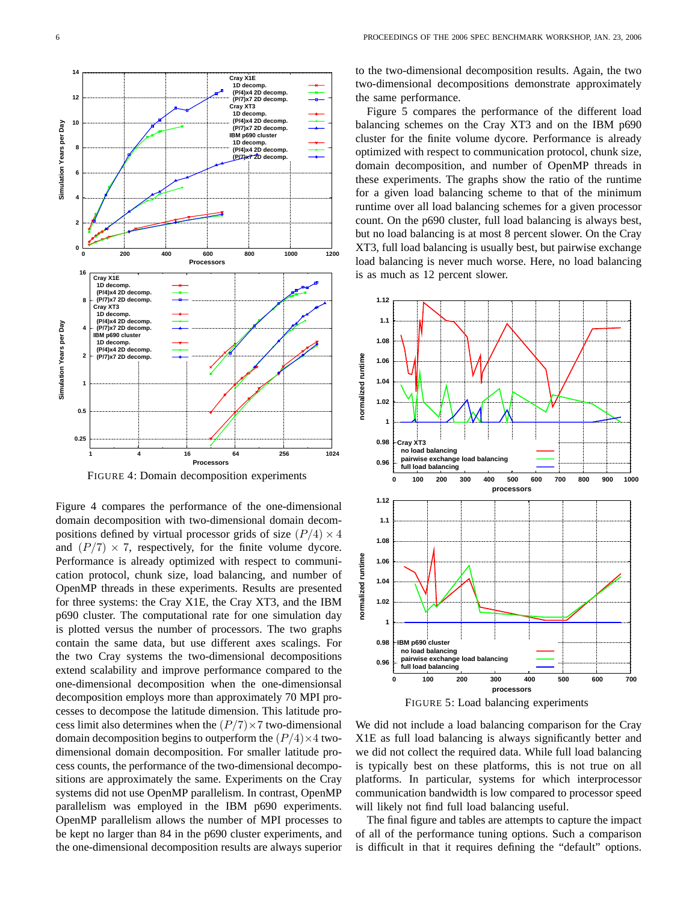FIGURE 4: Domain decomposition experiments

Figure 4 compares the performance of the one-dimensional domain decomposition with two-dimensional domain decompositions defined by virtual processor grids of size $(P/4) \times 4$ and $(P/7) \times 7$, respectively, for the finite volume dycore. Performance is already optimized with respect to communication protocol, chunk size, load balancing, and number of OpenMP threads in these experiments. Results are presented for three systems: the Cray X1E, the Cray XT3, and the IBM p690 cluster. The computational rate for one simulation day is plotted versus the number of processors. The two graphs contain the same data, but use different axes scalings. For the two Cray systems the two-dimensional decompositions extend scalability and improve performance compared to the one-dimensional decomposition when the one-dimensonsal decomposition employs more than approximately 70 MPI processes to decompose the latitude dimension. This latitude process limit also determines when the $(P/7)\times 7$ two-dimensional domain decomposition begins to outperform the $(P/4)\times 4$ two-dimensional domain decomposition. For smaller latitude process counts, the performance of the two-dimensional decompositions are approximately the same. Experiments on the Cray systems did not use OpenMP parallelism. In contrast, OpenMP parallelism was employed in the IBM p690 experiments. OpenMP parallelism allows the number of MPI processes to be kept no larger than 84 in the p690 cluster experiments, and the one-dimensional decomposition results are always superior to the two-dimensional decomposition results. Again, the two two-dimensional decompositions demonstrate approximately the same performance.

Figure 5 compares the performance of the different load balancing schemes on the Cray XT3 and on the IBM p690 cluster for the finite volume dycore. Performance is already optimized with respect to communication protocol, chunk size, domain decomposition, and number of OpenMP threads in these experiments. The graphs show the ratio of the runtime for a given load balancing scheme to that of the minimum runtime over all load balancing schemes for a given processor count. On the p690 cluster, full load balancing is always best, but no load balancing is at most 8 percent slower. On the Cray XT3, full load balancing is usually best, but pairwise exchange load balancing is never much worse. Here, no load balancing is as much as 12 percent slower.

FIGURE 5: Load balancing experiments

We did not include a load balancing comparison for the Cray X1E as full load balancing is always significantly better and we did not collect the required data. While full load balancing is typically best on these platforms, this is not true on all platforms. In particular, systems for which interprocessor communication bandwidth is low compared to processor speed will likely not find full load balancing useful.

The final figure and tables are attempts to capture the impact of all of the performance tuning options. Such a comparison is difficult in that it requires defining the "default" options.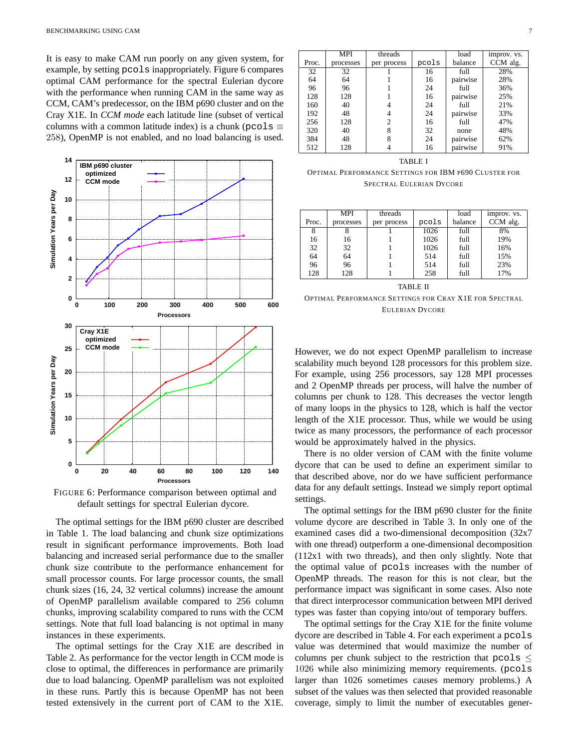It is easy to make CAM run poorly on any given system, for example, by setting pcols inappropriately. Figure 6 compares optimal CAM performance for the spectral Eulerian dycore with the performance when running CAM in the same way as CCM, CAM's predecessor, on the IBM p690 cluster and on the Cray X1E. In *CCM mode* each latitude line (subset of vertical columns with a common latitude index) is a chunk (pcols $\equiv 258$), OpenMP is not enabled, and no load balancing is used.

FIGURE 6: Performance comparison between optimal and default settings for spectral Eulerian dycore.

The optimal settings for the IBM p690 cluster are described in Table 1. The load balancing and chunk size optimizations result in significant performance improvements. Both load balancing and increased serial performance due to the smaller chunk size contribute to the performance enhancement for small processor counts. For large processor counts, the small chunk sizes (16, 24, 32 vertical columns) increase the amount of OpenMP parallelism available compared to 256 column chunks, improving scalability compared to runs with the CCM settings. Note that full load balancing is not optimal in many instances in these experiments.

The optimal settings for the Cray X1E are described in Table 2. As performance for the vector length in CCM mode is close to optimal, the differences in performance are primarily due to load balancing. OpenMP parallelism was not exploited in these runs. Partly this is because OpenMP has not been tested extensively in the current port of CAM to the X1E.

| Proc. | MPI processes | threads per process | pcols | load balance | improv. vs. CCM alg. |
|---|---|---|---|---|---|
| 32 | 32 | 1 | 16 | full | 28% |
| 64 | 64 | 1 | 16 | pairwise | 28% |
| 96 | 96 | 1 | 24 | full | 36% |
| 128 | 128 | 1 | 16 | pairwise | 25% |
| 160 | 40 | 4 | 24 | full | 21% |
| 192 | 48 | 4 | 24 | pairwise | 33% |
| 256 | 128 | 2 | 16 | full | 47% |
| 320 | 40 | 8 | 32 | none | 48% |
| 384 | 48 | 8 | 24 | pairwise | 62% |
| 512 | 128 | 4 | 16 | pairwise | 91% |

TABLE I
OPTIMAL PERFORMANCE SETTINGS FOR IBM P690 CLUSTER FOR SPECTRAL EULERIAN DYCORE

| Proc. | MPI processes | threads per process | pcols | load balance | improv. vs. CCM alg. |
|---|---|---|---|---|---|
| 8 | 8 | 1 | 1026 | full | 8% |
| 16 | 16 | 1 | 1026 | full | 19% |
| 32 | 32 | 1 | 1026 | full | 16% |
| 64 | 64 | 1 | 514 | full | 15% |
| 96 | 96 | 1 | 514 | full | 23% |
| 128 | 128 | 1 | 258 | full | 17% |

TABLE II
OPTIMAL PERFORMANCE SETTINGS FOR CRAY X1E FOR SPECTRAL EULERIAN DYCORE

However, we do not expect OpenMP parallelism to increase scalability much beyond 128 processors for this problem size. For example, using 256 processors, say 128 MPI processes and 2 OpenMP threads per process, will halve the number of columns per chunk to 128. This decreases the vector length of many loops in the physics to 128, which is half the vector length of the X1E processor. Thus, while we would be using twice as many processors, the performance of each processor would be approximately halved in the physics.

There is no older version of CAM with the finite volume dycore that can be used to define an experiment similar to that described above, nor do we have sufficient performance data for any default settings. Instead we simply report optimal settings.

The optimal settings for the IBM p690 cluster for the finite volume dycore are described in Table 3. In only one of the examined cases did a two-dimensional decomposition (32x7 with one thread) outperform a one-dimensional decomposition (112x1 with two threads), and then only slightly. Note that the optimal value of pcols increases with the number of OpenMP threads. The reason for this is not clear, but the performance impact was significant in some cases. Also note that direct interprocessor communication between MPI derived types was faster than copying into/out of temporary buffers.

The optimal settings for the Cray X1E for the finite volume dycore are described in Table 4. For each experiment a pcols value was determined that would maximize the number of columns per chunk subject to the restriction that pcols $\leq 1026$ while also minimizing memory requirements. (pcols larger than 1026 sometimes causes memory problems.) A subset of the values was then selected that provided reasonable coverage, simply to limit the number of executables gener-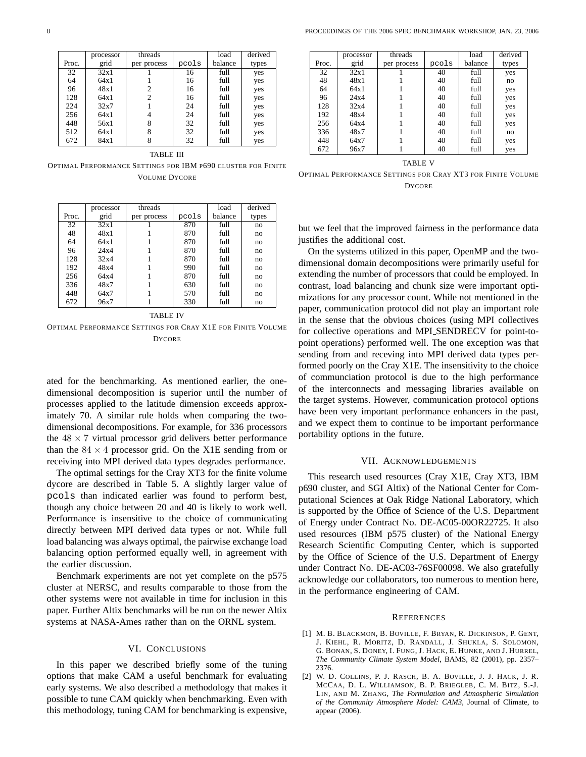| Proc. | processor grid | threads per process | pcols | load balance | derived types |
|---|---|---|---|---|---|
| 32 | 32x1 | 1 | 16 | full | yes |
| 64 | 64x1 | 1 | 16 | full | yes |
| 96 | 48x1 | 2 | 16 | full | yes |
| 128 | 64x1 | 2 | 16 | full | yes |
| 224 | 32x7 | 1 | 24 | full | yes |
| 256 | 64x1 | 4 | 24 | full | yes |
| 448 | 56x1 | 8 | 32 | full | yes |
| 512 | 64x1 | 8 | 32 | full | yes |
| 672 | 84x1 | 8 | 32 | full | yes |

TABLE III
OPTIMAL PERFORMANCE SETTINGS FOR IBM P690 CLUSTER FOR FINITE VOLUME DYCORE

| Proc. | processor grid | threads per process | pcols | load balance | derived types |
|---|---|---|---|---|---|
| 32 | 32x1 | 1 | 870 | full | no |
| 48 | 48x1 | 1 | 870 | full | no |
| 64 | 64x1 | 1 | 870 | full | no |
| 96 | 24x4 | 1 | 870 | full | no |
| 128 | 32x4 | 1 | 870 | full | no |
| 192 | 48x4 | 1 | 990 | full | no |
| 256 | 64x4 | 1 | 870 | full | no |
| 336 | 48x7 | 1 | 630 | full | no |
| 448 | 64x7 | 1 | 570 | full | no |
| 672 | 96x7 | 1 | 330 | full | no |

TABLE IV
OPTIMAL PERFORMANCE SETTINGS FOR CRAY X1E FOR FINITE VOLUME DYCORE

ated for the benchmarking. As mentioned earlier, the one-dimensional decomposition is superior until the number of processes applied to the latitude dimension exceeds approximately 70. A similar rule holds when comparing the two-dimensional decompositions. For example, for 336 processors the $48 \times 7$ virtual processor grid delivers better performance than the $84 \times 4$ processor grid. On the X1E sending from or receiving into MPI derived data types degrades performance.

The optimal settings for the Cray XT3 for the finite volume dycore are described in Table 5. A slightly larger value of pcols than indicated earlier was found to perform best, though any choice between 20 and 40 is likely to work well. Performance is insensitive to the choice of communicating directly between MPI derived data types or not. While full load balancing was always optimal, the pairwise exchange load balancing option performed equally well, in agreement with the earlier discussion.

Benchmark experiments are not yet complete on the p575 cluster at NERSC, and results comparable to those from the other systems were not available in time for inclusion in this paper. Further Altix benchmarks will be run on the newer Altix systems at NASA-Ames rather than on the ORNL system.

## VI. CONCLUSIONS

In this paper we described briefly some of the tuning options that make CAM a useful benchmark for evaluating early systems. We also described a methodology that makes it possible to tune CAM quickly when benchmarking. Even with this methodology, tuning CAM for benchmarking is expensive,

| Proc. | processor grid | threads per process | pcols | load balance | derived types |
|---|---|---|---|---|---|
| 32 | 32x1 | 1 | 40 | full | yes |
| 48 | 48x1 | 1 | 40 | full | no |
| 64 | 64x1 | 1 | 40 | full | yes |
| 96 | 24x4 | 1 | 40 | full | yes |
| 128 | 32x4 | 1 | 40 | full | yes |
| 192 | 48x4 | 1 | 40 | full | yes |
| 256 | 64x4 | 1 | 40 | full | yes |
| 336 | 48x7 | 1 | 40 | full | no |
| 448 | 64x7 | 1 | 40 | full | yes |
| 672 | 96x7 | 1 | 40 | full | yes |

TABLE V
OPTIMAL PERFORMANCE SETTINGS FOR CRAY XT3 FOR FINITE VOLUME DYCORE

but we feel that the improved fairness in the performance data justifies the additional cost.

On the systems utilized in this paper, OpenMP and the two-dimensional domain decompositions were primarily useful for extending the number of processors that could be employed. In contrast, load balancing and chunk size were important optimizations for any processor count. While not mentioned in the paper, communication protocol did not play an important role in the sense that the obvious choices (using MPI collectives for collective operations and MPI_SENDRECV for point-to-point operations) performed well. The one exception was that sending from and receving into MPI derived data types performed poorly on the Cray X1E. The insensitivity to the choice of communciation protocol is due to the high performance of the interconnects and messaging libraries available on the target systems. However, communication protocol options have been very important performance enhancers in the past, and we expect them to continue to be important performance portability options in the future.

## VII. ACKNOWLEDGEMENTS

This research used resources (Cray X1E, Cray XT3, IBM p690 cluster, and SGI Altix) of the National Center for Computational Sciences at Oak Ridge National Laboratory, which is supported by the Office of Science of the U.S. Department of Energy under Contract No. DE-AC05-00OR22725. It also used resources (IBM p575 cluster) of the National Energy Research Scientific Computing Center, which is supported by the Office of Science of the U.S. Department of Energy under Contract No. DE-AC03-76SF00098. We also gratefully acknowledge our collaborators, too numerous to mention here, in the performance engineering of CAM.

## REFERENCES

[1] M. B. BLACKMON, B. BOVILLE, F. BRYAN, R. DICKINSON, P. GENT, J. KIEHL, R. MORITZ, D. RANDALL, J. SHUKLA, S. SOLOMON, G. BONAN, S. DONEY, I. FUNG, J. HACK, E. HUNKE, AND J. HURREL, *The Community Climate System Model*, BAMS, 82 (2001), pp. 2357–2376.

[2] W. D. COLLINS, P. J. RASCH, B. A. BOVILLE, J. J. HACK, J. R. MCCAA, D. L. WILLIAMSON, B. P. BRIEGLEB, C. M. BITZ, S.-J. LIN, AND M. ZHANG, *The Formulation and Atmospheric Simulation of the Community Atmosphere Model: CAM3*, Journal of Climate, to appear (2006).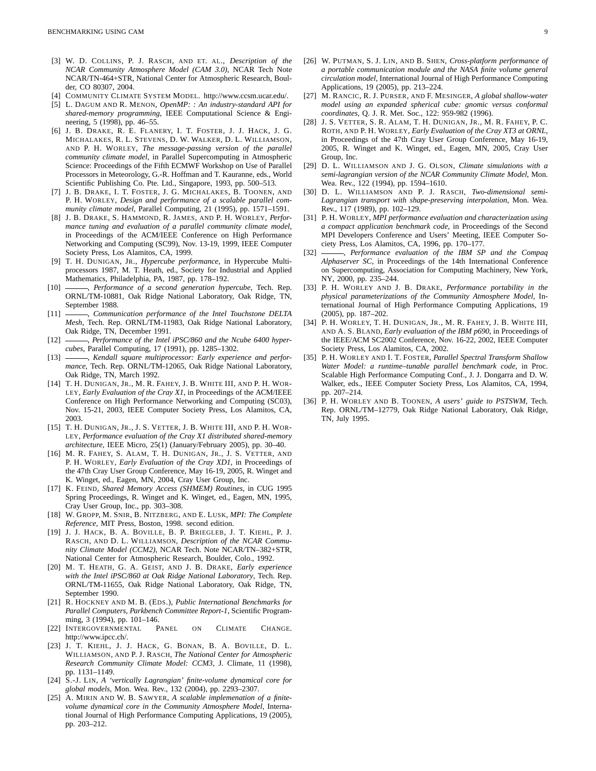[3] W. D. Collins, P. J. Rasch, and et. al., *Description of the NCAR Community Atmosphere Model (CAM 3.0)*, NCAR Tech Note NCAR/TN-464+STR, National Center for Atmospheric Research, Boulder, CO 80307, 2004.

[4] Community Climate System Model. http://www.ccsm.ucar.edu/.

[5] L. Dagum and R. Menon, *OpenMP: : An industry-standard API for shared-memory programming*, IEEE Computational Science & Engineering, 5 (1998), pp. 46–55.

[6] J. B. Drake, R. E. Flanery, I. T. Foster, J. J. Hack, J. G. Michalakes, R. L. Stevens, D. W. Walker, D. L. Williamson, and P. H. Worley, *The message-passing version of the parallel community climate model*, in Parallel Supercomputing in Atmospheric Science: Proceedings of the Fifth ECMWF Workshop on Use of Parallel Processors in Meteorology, G.-R. Hoffman and T. Kauranne, eds., World Scientific Publishing Co. Pte. Ltd., Singapore, 1993, pp. 500–513.

[7] J. B. Drake, I. T. Foster, J. G. Michalakes, B. Toonen, and P. H. Worley, *Design and performance of a scalable parallel community climate model*, Parallel Computing, 21 (1995), pp. 1571–1591.

[8] J. B. Drake, S. Hammond, R. James, and P. H. Worley, *Performance tuning and evaluation of a parallel community climate model*, in Proceedings of the ACM/IEEE Conference on High Performance Networking and Computing (SC99), Nov. 13-19, 1999, IEEE Computer Society Press, Los Alamitos, CA, 1999.

[9] T. H. Dunigan, Jr., *Hypercube performance*, in Hypercube Multiprocessors 1987, M. T. Heath, ed., Society for Industrial and Applied Mathematics, Philadelphia, PA, 1987, pp. 178–192.

[10] ———, *Performance of a second generation hypercube*, Tech. Rep. ORNL/TM-10881, Oak Ridge National Laboratory, Oak Ridge, TN, September 1988.

[11] ———, *Communication performance of the Intel Touchstone DELTA Mesh*, Tech. Rep. ORNL/TM-11983, Oak Ridge National Laboratory, Oak Ridge, TN, December 1991.

[12] ———, *Performance of the Intel iPSC/860 and the Ncube 6400 hypercubes*, Parallel Computing, 17 (1991), pp. 1285–1302.

[13] ———, *Kendall square multiprocessor: Early experience and performance*, Tech. Rep. ORNL/TM-12065, Oak Ridge National Laboratory, Oak Ridge, TN, March 1992.

[14] T. H. Dunigan, Jr., M. R. Fahey, J. B. White III, and P. H. Worley, *Early Evaluation of the Cray X1*, in Proceedings of the ACM/IEEE Conference on High Performance Networking and Computing (SC03), Nov. 15-21, 2003, IEEE Computer Society Press, Los Alamitos, CA, 2003.

[15] T. H. Dunigan, Jr., J. S. Vetter, J. B. White III, and P. H. Worley, *Performance evaluation of the Cray X1 distributed shared-memory architecture*, IEEE Micro, 25(1) (January/February 2005), pp. 30–40.

[16] M. R. Fahey, S. Alam, T. H. Dunigan, Jr., J. S. Vetter, and P. H. Worley, *Early Evaluation of the Cray XD1*, in Proceedings of the 47th Cray User Group Conference, May 16-19, 2005, R. Winget and K. Winget, ed., Eagen, MN, 2004, Cray User Group, Inc.

[17] K. Feind, *Shared Memory Access (SHMEM) Routines*, in CUG 1995 Spring Proceedings, R. Winget and K. Winget, ed., Eagen, MN, 1995, Cray User Group, Inc., pp. 303–308.

[18] W. Gropp, M. Snir, B. Nitzberg, and E. Lusk, *MPI: The Complete Reference*, MIT Press, Boston, 1998. second edition.

[19] J. J. Hack, B. A. Boville, B. P. Briegleb, J. T. Kiehl, P. J. Rasch, and D. L. Williamson, *Description of the NCAR Community Climate Model (CCM2)*, NCAR Tech. Note NCAR/TN–382+STR, National Center for Atmospheric Research, Boulder, Colo., 1992.

[20] M. T. Heath, G. A. Geist, and J. B. Drake, *Early experience with the Intel iPSC/860 at Oak Ridge National Laboratory*, Tech. Rep. ORNL/TM-11655, Oak Ridge National Laboratory, Oak Ridge, TN, September 1990.

[21] R. Hockney and M. B. (Eds.), *Public International Benchmarks for Parallel Computers, Parkbench Committee Report-1*, Scientific Programming, 3 (1994), pp. 101–146.

[22] Intergovernmental Panel on Climate Change. http://www.ipcc.ch/.

[23] J. T. Kiehl, J. J. Hack, G. Bonan, B. A. Boville, D. L. Williamson, and P. J. Rasch, *The National Center for Atmospheric Research Community Climate Model: CCM3*, J. Climate, 11 (1998), pp. 1131–1149.

[24] S.-J. Lin, *A 'vertically Lagrangian' finite-volume dynamical core for global models*, Mon. Wea. Rev., 132 (2004), pp. 2293–2307.

[25] A. Mirin and W. B. Sawyer, *A scalable implemenation of a finite-volume dynamical core in the Community Atmosphere Model*, International Journal of High Performance Computing Applications, 19 (2005), pp. 203–212.

[26] W. Putman, S. J. Lin, and B. Shen, *Cross-platform performance of a portable communication module and the NASA finite volume general circulation model*, International Journal of High Performance Computing Applications, 19 (2005), pp. 213–224.

[27] M. Rancic, R. J. Purser, and F. Mesinger, *A global shallow-water model using an expanded spherical cube: gnomic versus conformal coordinates*, Q. J. R. Met. Soc., 122: 959-982 (1996).

[28] J. S. Vetter, S. R. Alam, T. H. Dunigan, Jr., M. R. Fahey, P. C. Roth, and P. H. Worley, *Early Evaluation of the Cray XT3 at ORNL*, in Proceedings of the 47th Cray User Group Conference, May 16-19, 2005, R. Winget and K. Winget, ed., Eagen, MN, 2005, Cray User Group, Inc.

[29] D. L. Williamson and J. G. Olson, *Climate simulations with a semi-lagrangian version of the NCAR Community Climate Model*, Mon. Wea. Rev., 122 (1994), pp. 1594–1610.

[30] D. L. Williamson and P. J. Rasch, *Two-dimensional semi-Lagrangian transport with shape-preserving interpolation*, Mon. Wea. Rev., 117 (1989), pp. 102–129.

[31] P. H. Worley, *MPI performance evaluation and characterization using a compact application benchmark code*, in Proceedings of the Second MPI Developers Conference and Users' Meeting, IEEE Computer Society Press, Los Alamitos, CA, 1996, pp. 170–177.

[32] ———, *Performance evaluation of the IBM SP and the Compaq Alphaserver SC*, in Proceedings of the 14th International Conference on Supercomputing, Association for Computing Machinery, New York, NY, 2000, pp. 235–244.

[33] P. H. Worley and J. B. Drake, *Performance portability in the physical parameterizations of the Community Atmosphere Model*, International Journal of High Performance Computing Applications, 19 (2005), pp. 187–202.

[34] P. H. Worley, T. H. Dunigan, Jr., M. R. Fahey, J. B. White III, and A. S. Bland, *Early evaluation of the IBM p690*, in Proceedings of the IEEE/ACM SC2002 Conference, Nov. 16-22, 2002, IEEE Computer Society Press, Los Alamitos, CA, 2002.

[35] P. H. Worley and I. T. Foster, *Parallel Spectral Transform Shallow Water Model: a runtime–tunable parallel benchmark code*, in Proc. Scalable High Performance Computing Conf., J. J. Dongarra and D. W. Walker, eds., IEEE Computer Society Press, Los Alamitos, CA, 1994, pp. 207–214.

[36] P. H. Worley and B. Toonen, *A users' guide to PSTSWM*, Tech. Rep. ORNL/TM–12779, Oak Ridge National Laboratory, Oak Ridge, TN, July 1995.